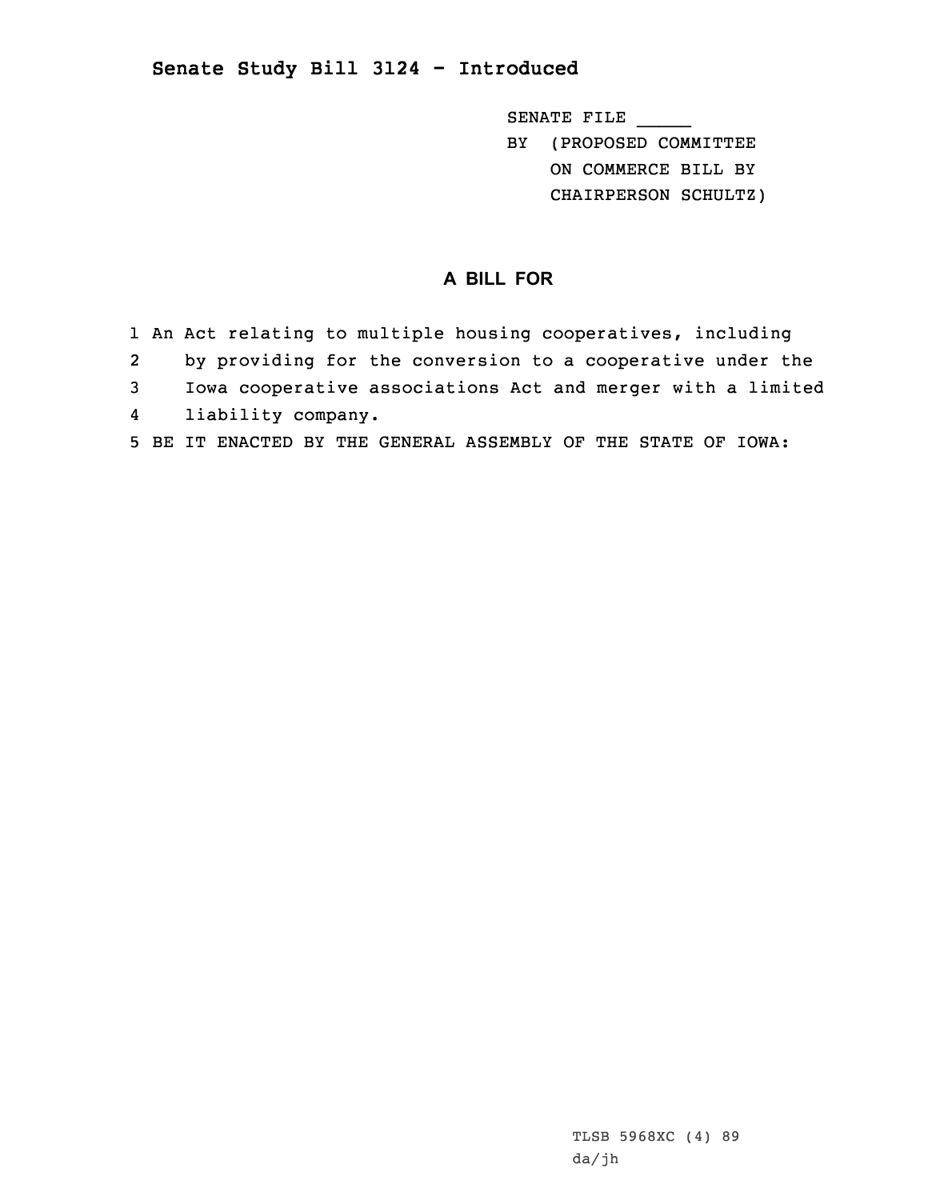## Senate Study Bill 3124 - Introduced

SENATE FILE _____
BY (PROPOSED COMMITTEE ON COMMERCE BILL BY CHAIRPERSON SCHULTZ)

### A BILL FOR

1 An Act relating to multiple housing cooperatives, including
2 by providing for the conversion to a cooperative under the
3 Iowa cooperative associations Act and merger with a limited
4 liability company.
5 BE IT ENACTED BY THE GENERAL ASSEMBLY OF THE STATE OF IOWA:

TLSB 5968XC (4) 89
da/jh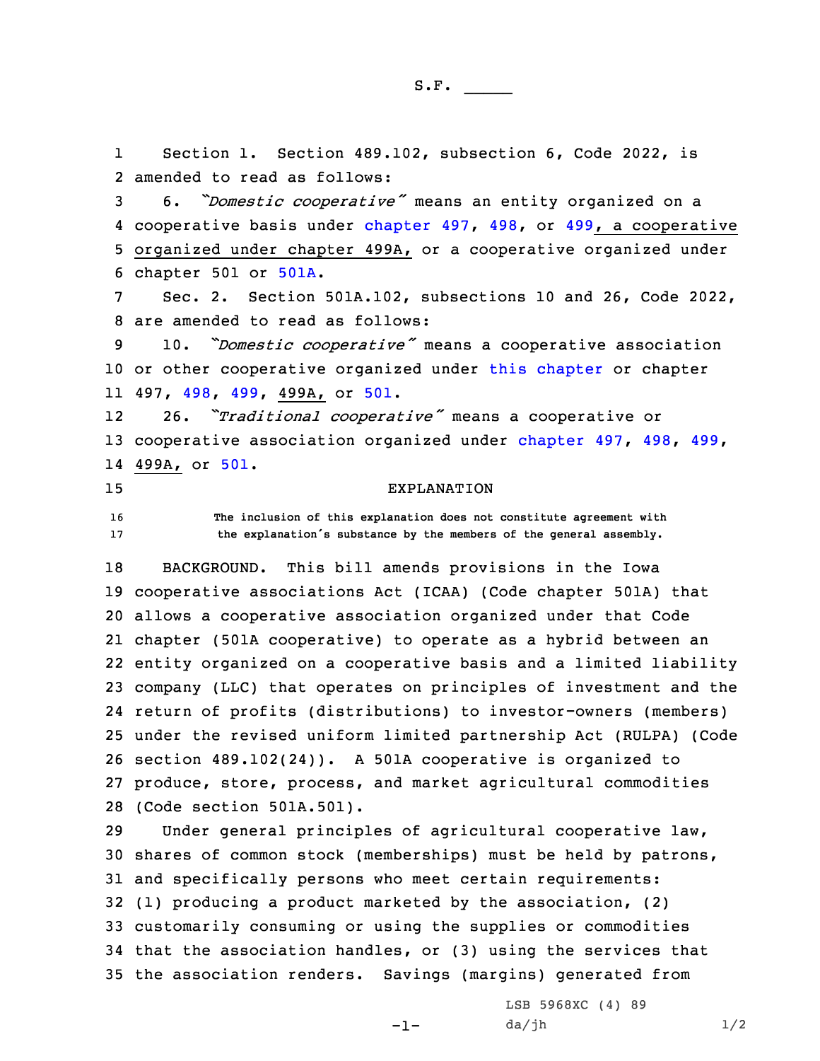S.F. _____

Section 1. Section 489.102, subsection 6, Code 2022, is amended to read as follows:

6. *"Domestic cooperative"* means an entity organized on a cooperative basis under chapter 497, 498, or 499, a cooperative organized under chapter 499A, or a cooperative organized under chapter 501 or 501A.

Sec. 2. Section 501A.102, subsections 10 and 26, Code 2022, are amended to read as follows:

10. *"Domestic cooperative"* means a cooperative association or other cooperative organized under this chapter or chapter 497, 498, 499, 499A, or 501.

26. *"Traditional cooperative"* means a cooperative or cooperative association organized under chapter 497, 498, 499, 499A, or 501.

EXPLANATION

The inclusion of this explanation does not constitute agreement with the explanation's substance by the members of the general assembly.

BACKGROUND. This bill amends provisions in the Iowa cooperative associations Act (ICAA) (Code chapter 501A) that allows a cooperative association organized under that Code chapter (501A cooperative) to operate as a hybrid between an entity organized on a cooperative basis and a limited liability company (LLC) that operates on principles of investment and the return of profits (distributions) to investor-owners (members) under the revised uniform limited partnership Act (RULPA) (Code section 489.102(24)). A 501A cooperative is organized to produce, store, process, and market agricultural commodities (Code section 501A.501).

Under general principles of agricultural cooperative law, shares of common stock (memberships) must be held by patrons, and specifically persons who meet certain requirements: (1) producing a product marketed by the association, (2) customarily consuming or using the supplies or commodities that the association handles, or (3) using the services that the association renders. Savings (margins) generated from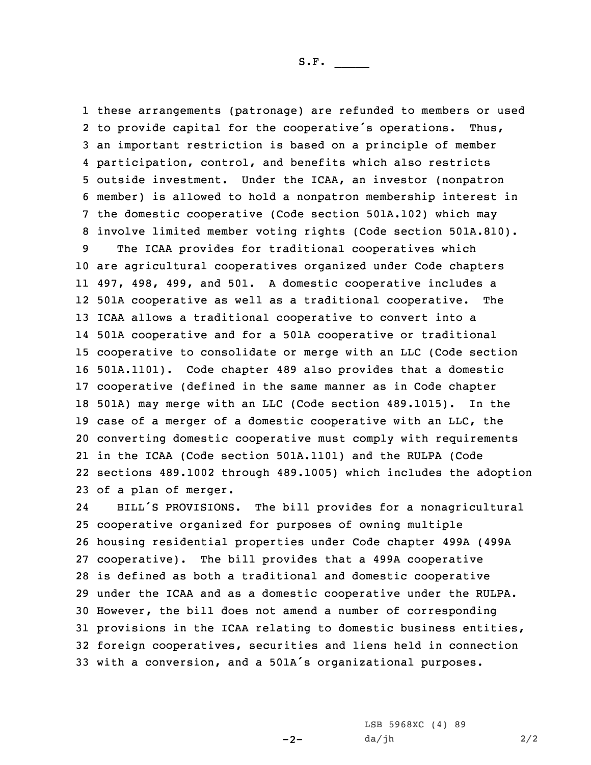these arrangements (patronage) are refunded to members or used to provide capital for the cooperative's operations. Thus, an important restriction is based on a principle of member participation, control, and benefits which also restricts outside investment. Under the ICAA, an investor (nonpatron member) is allowed to hold a nonpatron membership interest in the domestic cooperative (Code section 501A.102) which may involve limited member voting rights (Code section 501A.810).

The ICAA provides for traditional cooperatives which are agricultural cooperatives organized under Code chapters 497, 498, 499, and 501. A domestic cooperative includes a 501A cooperative as well as a traditional cooperative. The ICAA allows a traditional cooperative to convert into a 501A cooperative and for a 501A cooperative or traditional cooperative to consolidate or merge with an LLC (Code section 501A.1101). Code chapter 489 also provides that a domestic cooperative (defined in the same manner as in Code chapter 501A) may merge with an LLC (Code section 489.1015). In the case of a merger of a domestic cooperative with an LLC, the converting domestic cooperative must comply with requirements in the ICAA (Code section 501A.1101) and the RULPA (Code sections 489.1002 through 489.1005) which includes the adoption of a plan of merger.

BILL'S PROVISIONS. The bill provides for a nonagricultural cooperative organized for purposes of owning multiple housing residential properties under Code chapter 499A (499A cooperative). The bill provides that a 499A cooperative is defined as both a traditional and domestic cooperative under the ICAA and as a domestic cooperative under the RULPA. However, the bill does not amend a number of corresponding provisions in the ICAA relating to domestic business entities, foreign cooperatives, securities and liens held in connection with a conversion, and a 501A's organizational purposes.

LSB 5968XC (4) 89
da/jh